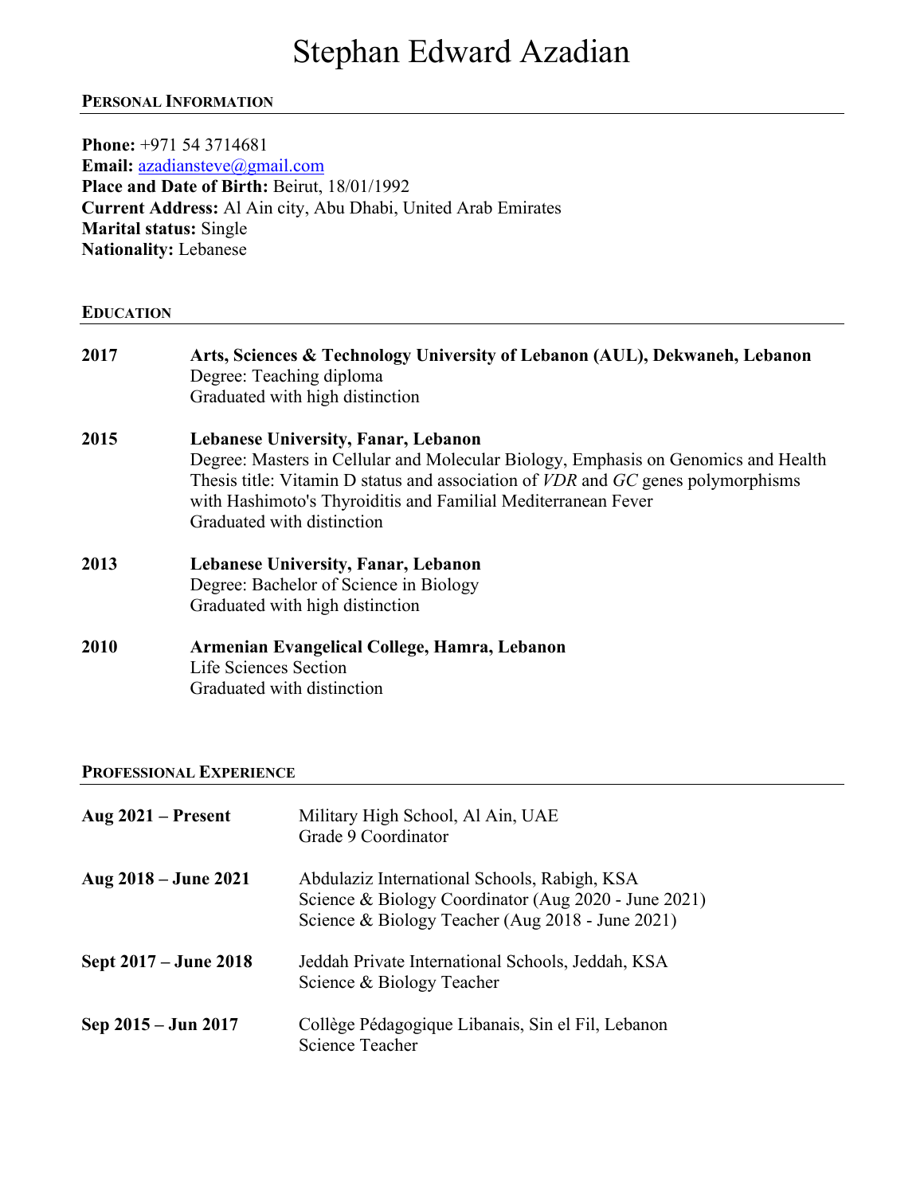# Stephan Edward Azadian

## Personal Information

**Phone:** +971 54 3714681
**Email:** azadiansteve@gmail.com
**Place and Date of Birth:** Beirut, 18/01/1992
**Current Address:** Al Ain city, Abu Dhabi, United Arab Emirates
**Marital status:** Single
**Nationality:** Lebanese

## Education

**2017** — **Arts, Sciences & Technology University of Lebanon (AUL), Dekwaneh, Lebanon**
Degree: Teaching diploma
Graduated with high distinction

**2015** — **Lebanese University, Fanar, Lebanon**
Degree: Masters in Cellular and Molecular Biology, Emphasis on Genomics and Health
Thesis title: Vitamin D status and association of *VDR* and *GC* genes polymorphisms with Hashimoto's Thyroiditis and Familial Mediterranean Fever
Graduated with distinction

**2013** — **Lebanese University, Fanar, Lebanon**
Degree: Bachelor of Science in Biology
Graduated with high distinction

**2010** — **Armenian Evangelical College, Hamra, Lebanon**
Life Sciences Section
Graduated with distinction

## Professional Experience

**Aug 2021 – Present** — Military High School, Al Ain, UAE
Grade 9 Coordinator

**Aug 2018 – June 2021** — Abdulaziz International Schools, Rabigh, KSA
Science & Biology Coordinator (Aug 2020 - June 2021)
Science & Biology Teacher (Aug 2018 - June 2021)

**Sept 2017 – June 2018** — Jeddah Private International Schools, Jeddah, KSA
Science & Biology Teacher

**Sep 2015 – Jun 2017** — Collège Pédagogique Libanais, Sin el Fil, Lebanon
Science Teacher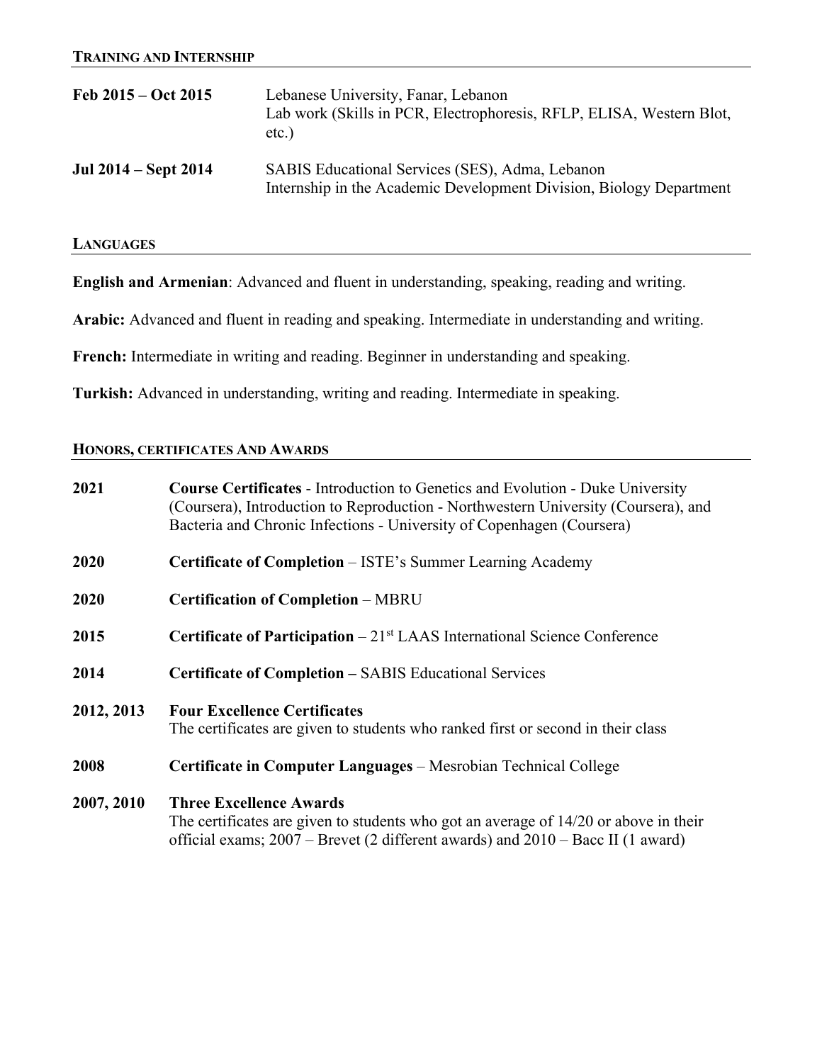## Training and Internship

| | |
|---|---|
| **Feb 2015 – Oct 2015** | Lebanese University, Fanar, Lebanon<br>Lab work (Skills in PCR, Electrophoresis, RFLP, ELISA, Western Blot, etc.) |
| **Jul 2014 – Sept 2014** | SABIS Educational Services (SES), Adma, Lebanon<br>Internship in the Academic Development Division, Biology Department |

## Languages

**English and Armenian**: Advanced and fluent in understanding, speaking, reading and writing.

**Arabic:** Advanced and fluent in reading and speaking. Intermediate in understanding and writing.

**French:** Intermediate in writing and reading. Beginner in understanding and speaking.

**Turkish:** Advanced in understanding, writing and reading. Intermediate in speaking.

## Honors, certificates And Awards

| | |
|---|---|
| **2021** | **Course Certificates** - Introduction to Genetics and Evolution - Duke University (Coursera), Introduction to Reproduction - Northwestern University (Coursera), and Bacteria and Chronic Infections - University of Copenhagen (Coursera) |
| **2020** | **Certificate of Completion** – ISTE's Summer Learning Academy |
| **2020** | **Certification of Completion** – MBRU |
| **2015** | **Certificate of Participation** – 21st LAAS International Science Conference |
| **2014** | **Certificate of Completion –** SABIS Educational Services |
| **2012, 2013** | **Four Excellence Certificates**<br>The certificates are given to students who ranked first or second in their class |
| **2008** | **Certificate in Computer Languages** – Mesrobian Technical College |
| **2007, 2010** | **Three Excellence Awards**<br>The certificates are given to students who got an average of 14/20 or above in their official exams; 2007 – Brevet (2 different awards) and 2010 – Bacc II (1 award) |